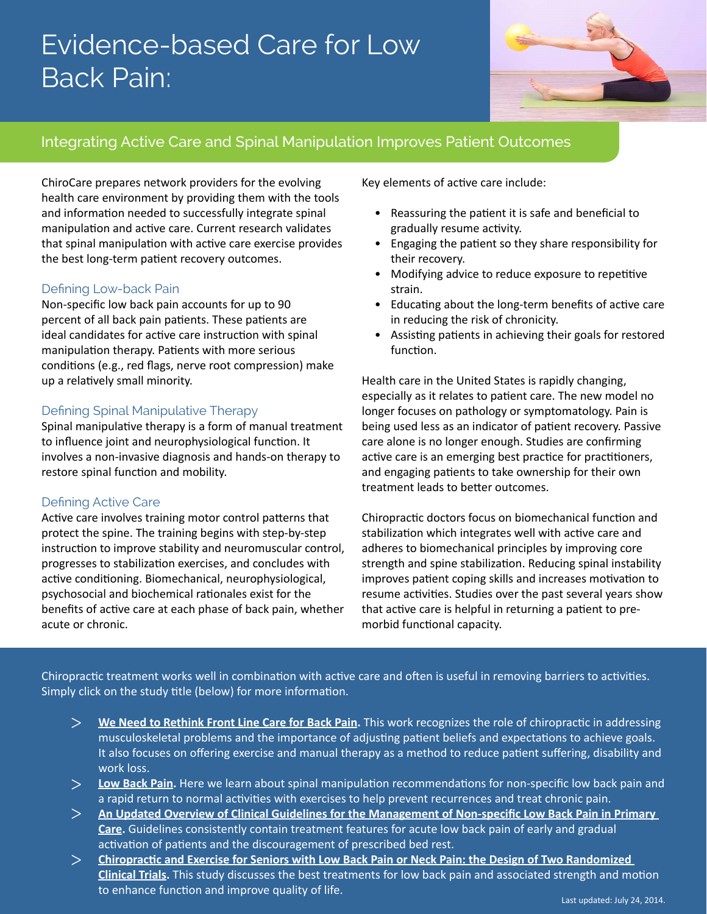# Evidence-based Care for Low Back Pain:

## Integrating Active Care and Spinal Manipulation Improves Patient Outcomes

ChiroCare prepares network providers for the evolving health care environment by providing them with the tools and information needed to successfully integrate spinal manipulation and active care. Current research validates that spinal manipulation with active care exercise provides the best long-term patient recovery outcomes.

### Defining Low-back Pain

Non-specific low back pain accounts for up to 90 percent of all back pain patients. These patients are ideal candidates for active care instruction with spinal manipulation therapy. Patients with more serious conditions (e.g., red flags, nerve root compression) make up a relatively small minority.

### Defining Spinal Manipulative Therapy

Spinal manipulative therapy is a form of manual treatment to influence joint and neurophysiological function. It involves a non-invasive diagnosis and hands-on therapy to restore spinal function and mobility.

### Defining Active Care

Active care involves training motor control patterns that protect the spine. The training begins with step-by-step instruction to improve stability and neuromuscular control, progresses to stabilization exercises, and concludes with active conditioning. Biomechanical, neurophysiological, psychosocial and biochemical rationales exist for the benefits of active care at each phase of back pain, whether acute or chronic.

Key elements of active care include:

- Reassuring the patient it is safe and beneficial to gradually resume activity.
- Engaging the patient so they share responsibility for their recovery.
- Modifying advice to reduce exposure to repetitive strain.
- Educating about the long-term benefits of active care in reducing the risk of chronicity.
- Assisting patients in achieving their goals for restored function.

Health care in the United States is rapidly changing, especially as it relates to patient care. The new model no longer focuses on pathology or symptomatology. Pain is being used less as an indicator of patient recovery. Passive care alone is no longer enough. Studies are confirming active care is an emerging best practice for practitioners, and engaging patients to take ownership for their own treatment leads to better outcomes.

Chiropractic doctors focus on biomechanical function and stabilization which integrates well with active care and adheres to biomechanical principles by improving core strength and spine stabilization. Reducing spinal instability improves patient coping skills and increases motivation to resume activities. Studies over the past several years show that active care is helpful in returning a patient to pre-morbid functional capacity.

Chiropractic treatment works well in combination with active care and often is useful in removing barriers to activities. Simply click on the study title (below) for more information.

> **We Need to Rethink Front Line Care for Back Pain.** This work recognizes the role of chiropractic in addressing musculoskeletal problems and the importance of adjusting patient beliefs and expectations to achieve goals. It also focuses on offering exercise and manual therapy as a method to reduce patient suffering, disability and work loss.

> **Low Back Pain.** Here we learn about spinal manipulation recommendations for non-specific low back pain and a rapid return to normal activities with exercises to help prevent recurrences and treat chronic pain.

> **An Updated Overview of Clinical Guidelines for the Management of Non-specific Low Back Pain in Primary Care.** Guidelines consistently contain treatment features for acute low back pain of early and gradual activation of patients and the discouragement of prescribed bed rest.

> **Chiropractic and Exercise for Seniors with Low Back Pain or Neck Pain: the Design of Two Randomized Clinical Trials.** This study discusses the best treatments for low back pain and associated strength and motion to enhance function and improve quality of life.

Last updated: July 24, 2014.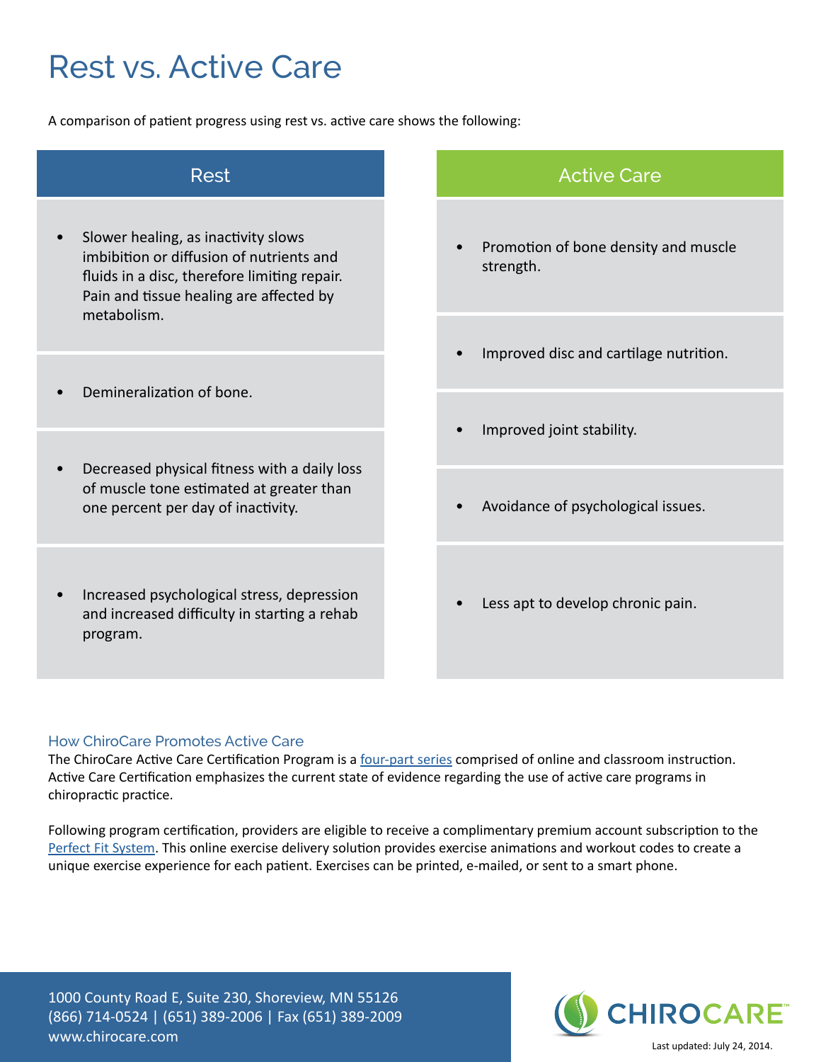# Rest vs. Active Care

A comparison of patient progress using rest vs. active care shows the following:

| Rest | Active Care |
| --- | --- |
| • Slower healing, as inactivity slows imbibition or diffusion of nutrients and fluids in a disc, therefore limiting repair. Pain and tissue healing are affected by metabolism. | • Promotion of bone density and muscle strength. |
| • Demineralization of bone. | • Improved disc and cartilage nutrition. |
| • Decreased physical fitness with a daily loss of muscle tone estimated at greater than one percent per day of inactivity. | • Improved joint stability. |
| • Increased psychological stress, depression and increased difficulty in starting a rehab program. | • Avoidance of psychological issues. |
| | • Less apt to develop chronic pain. |

### How ChiroCare Promotes Active Care

The ChiroCare Active Care Certification Program is a four-part series comprised of online and classroom instruction. Active Care Certification emphasizes the current state of evidence regarding the use of active care programs in chiropractic practice.

Following program certification, providers are eligible to receive a complimentary premium account subscription to the Perfect Fit System. This online exercise delivery solution provides exercise animations and workout codes to create a unique exercise experience for each patient. Exercises can be printed, e-mailed, or sent to a smart phone.

1000 County Road E, Suite 230, Shoreview, MN 55126
(866) 714-0524 | (651) 389-2006 | Fax (651) 389-2009
www.chirocare.com

CHIROCARE™

Last updated: July 24, 2014.